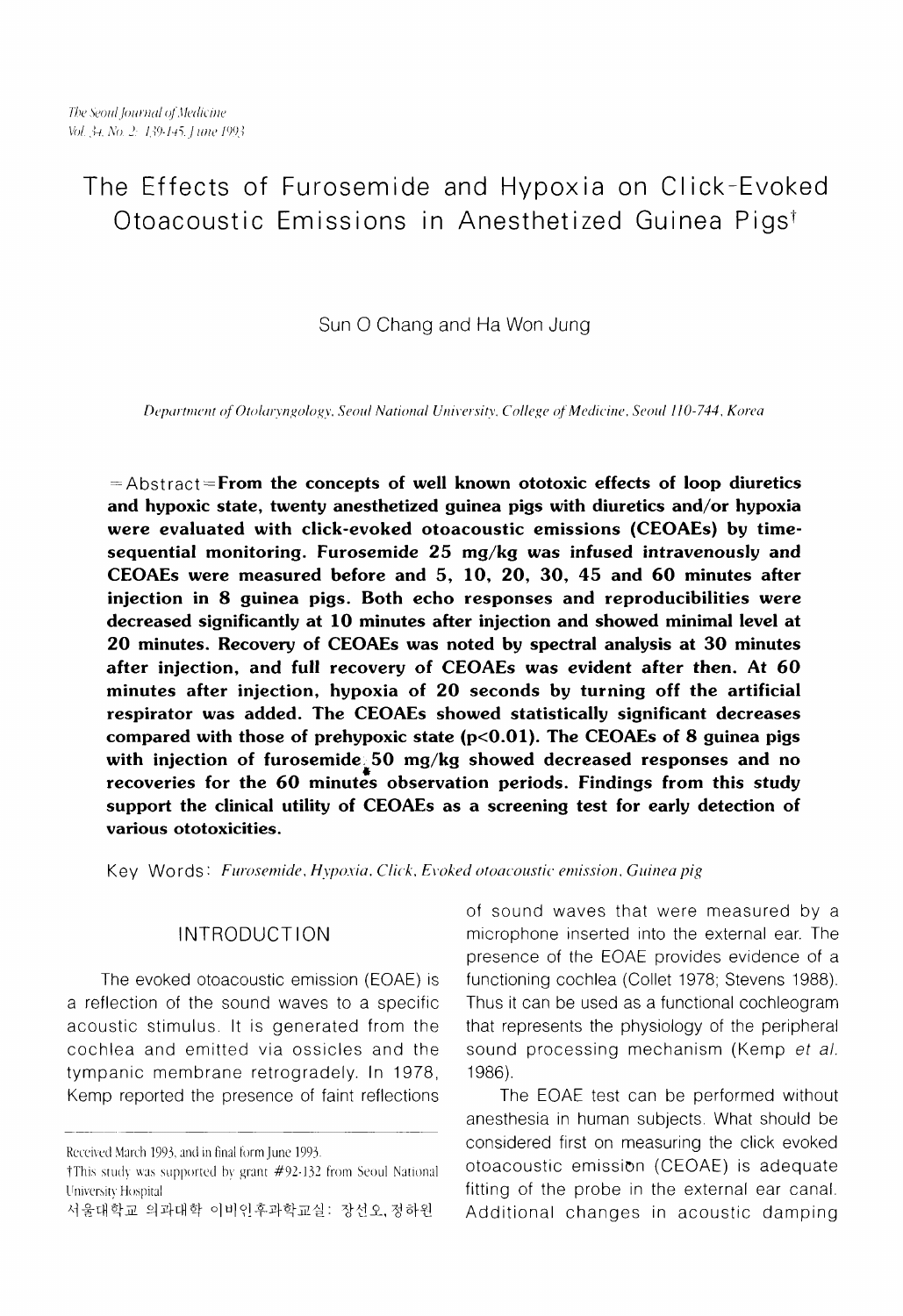# The Effects of Furosemide and Hypoxia on Click-Evoked Otoacoustic Emissions in Anesthetized Guinea Pigs†

Sun O Chang and Ha Won Jung

*Department of Otolaryngology, Seoul National University, College of Medicine, Seoul 110-744, Korea*

=Abstract=**From the concepts of well known ototoxic effects of loop diuretics and hypoxic state, twenty anesthetized guinea pigs with diuretics and/or hypoxia were evaluated with click-evoked otoacoustic emissions (CEOAEs) by time-sequential monitoring. Furosemide 25 mg/kg was infused intravenously and CEOAEs were measured before and 5, 10, 20, 30, 45 and 60 minutes after injection in 8 guinea pigs. Both echo responses and reproducibilities were decreased significantly at 10 minutes after injection and showed minimal level at 20 minutes. Recovery of CEOAEs was noted by spectral analysis at 30 minutes after injection, and full recovery of CEOAEs was evident after then. At 60 minutes after injection, hypoxia of 20 seconds by turning off the artificial respirator was added. The CEOAEs showed statistically significant decreases compared with those of prehypoxic state ($p<0.01$). The CEOAEs of 8 guinea pigs with injection of furosemide 50 mg/kg showed decreased responses and no recoveries for the 60 minutes observation periods. Findings from this study support the clinical utility of CEOAEs as a screening test for early detection of various ototoxicities.**

Key Words: *Furosemide, Hypoxia, Click, Evoked otoacoustic emission, Guinea pig*

## INTRODUCTION

The evoked otoacoustic emission (EOAE) is a reflection of the sound waves to a specific acoustic stimulus. It is generated from the cochlea and emitted via ossicles and the tympanic membrane retrogradely. In 1978, Kemp reported the presence of faint reflections of sound waves that were measured by a microphone inserted into the external ear. The presence of the EOAE provides evidence of a functioning cochlea (Collet 1978; Stevens 1988). Thus it can be used as a functional cochleogram that represents the physiology of the peripheral sound processing mechanism (Kemp *et al.* 1986).

The EOAE test can be performed without anesthesia in human subjects. What should be considered first on measuring the click evoked otoacoustic emission (CEOAE) is adequate fitting of the probe in the external ear canal. Additional changes in acoustic damping

---

Received March 1993, and in final form June 1993.

†This study was supported by grant #92-132 from Seoul National University Hospital

서울대학교 의과대학 이비인후과학교실: 장선오, 정하원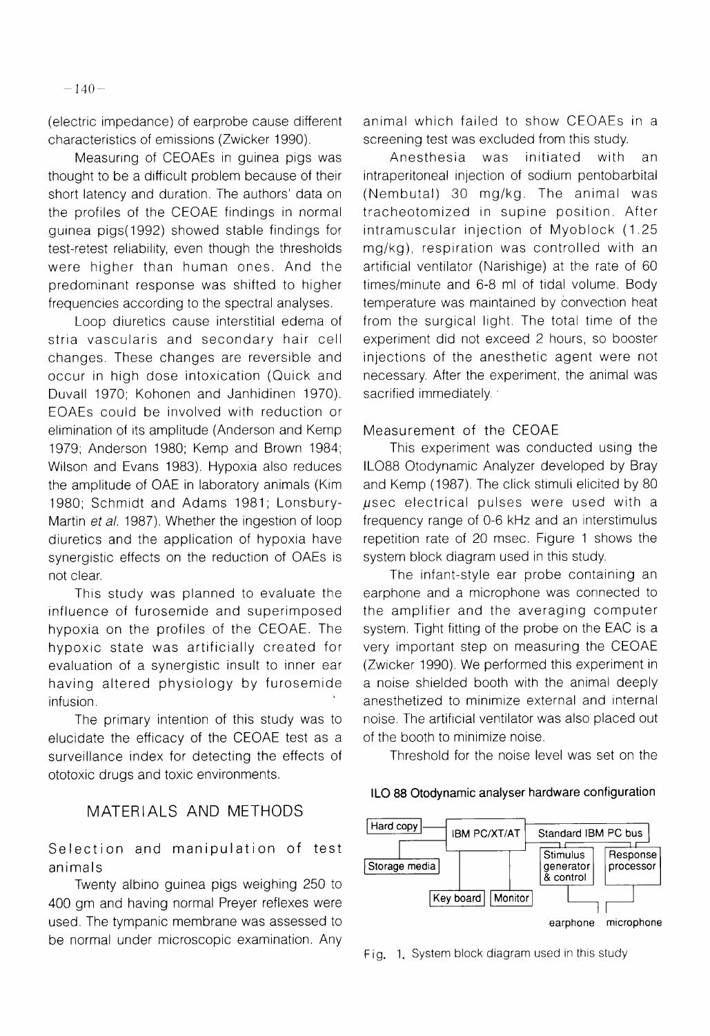(electric impedance) of earprobe cause different characteristics of emissions (Zwicker 1990).

Measuring of CEOAEs in guinea pigs was thought to be a difficult problem because of their short latency and duration. The authors' data on the profiles of the CEOAE findings in normal guinea pigs(1992) showed stable findings for test-retest reliability, even though the thresholds were higher than human ones. And the predominant response was shifted to higher frequencies according to the spectral analyses.

Loop diuretics cause interstitial edema of stria vascularis and secondary hair cell changes. These changes are reversible and occur in high dose intoxication (Quick and Duvall 1970; Kohonen and Janhidinen 1970). EOAEs could be involved with reduction or elimination of its amplitude (Anderson and Kemp 1979; Anderson 1980; Kemp and Brown 1984; Wilson and Evans 1983). Hypoxia also reduces the amplitude of OAE in laboratory animals (Kim 1980; Schmidt and Adams 1981; Lonsbury-Martin *et al.* 1987). Whether the ingestion of loop diuretics and the application of hypoxia have synergistic effects on the reduction of OAEs is not clear.

This study was planned to evaluate the influence of furosemide and superimposed hypoxia on the profiles of the CEOAE. The hypoxic state was artificially created for evaluation of a synergistic insult to inner ear having altered physiology by furosemide infusion.

The primary intention of this study was to elucidate the efficacy of the CEOAE test as a surveillance index for detecting the effects of ototoxic drugs and toxic environments.

## MATERIALS AND METHODS

### Selection and manipulation of test animals

Twenty albino guinea pigs weighing 250 to 400 gm and having normal Preyer reflexes were used. The tympanic membrane was assessed to be normal under microscopic examination. Any animal which failed to show CEOAEs in a screening test was excluded from this study.

Anesthesia was initiated with an intraperitoneal injection of sodium pentobarbital (Nembutal) 30 mg/kg. The animal was tracheotomized in supine position. After intramuscular injection of Myoblock (1.25 mg/kg), respiration was controlled with an artificial ventilator (Narishige) at the rate of 60 times/minute and 6-8 ml of tidal volume. Body temperature was maintained by convection heat from the surgical light. The total time of the experiment did not exceed 2 hours, so booster injections of the anesthetic agent were not necessary. After the experiment, the animal was sacrified immediately.

### Measurement of the CEOAE

This experiment was conducted using the ILO88 Otodynamic Analyzer developed by Bray and Kemp (1987). The click stimuli elicited by 80 $\mu$sec electrical pulses were used with a frequency range of 0-6 kHz and an interstimulus repetition rate of 20 msec. Figure 1 shows the system block diagram used in this study.

The infant-style ear probe containing an earphone and a microphone was connected to the amplifier and the averaging computer system. Tight fitting of the probe on the EAC is a very important step on measuring the CEOAE (Zwicker 1990). We performed this experiment in a noise shielded booth with the animal deeply anesthetized to minimize external and internal noise. The artificial ventilator was also placed out of the booth to minimize noise.

Threshold for the noise level was set on the

**ILO 88 Otodynamic analyser hardware configuration**

Hard copy | IBM PC/XT/AT | Standard IBM PC bus | Storage media | Stimulus generator & control | Response processor | Key board | Monitor | earphone | microphone

Fig. 1. System block diagram used in this study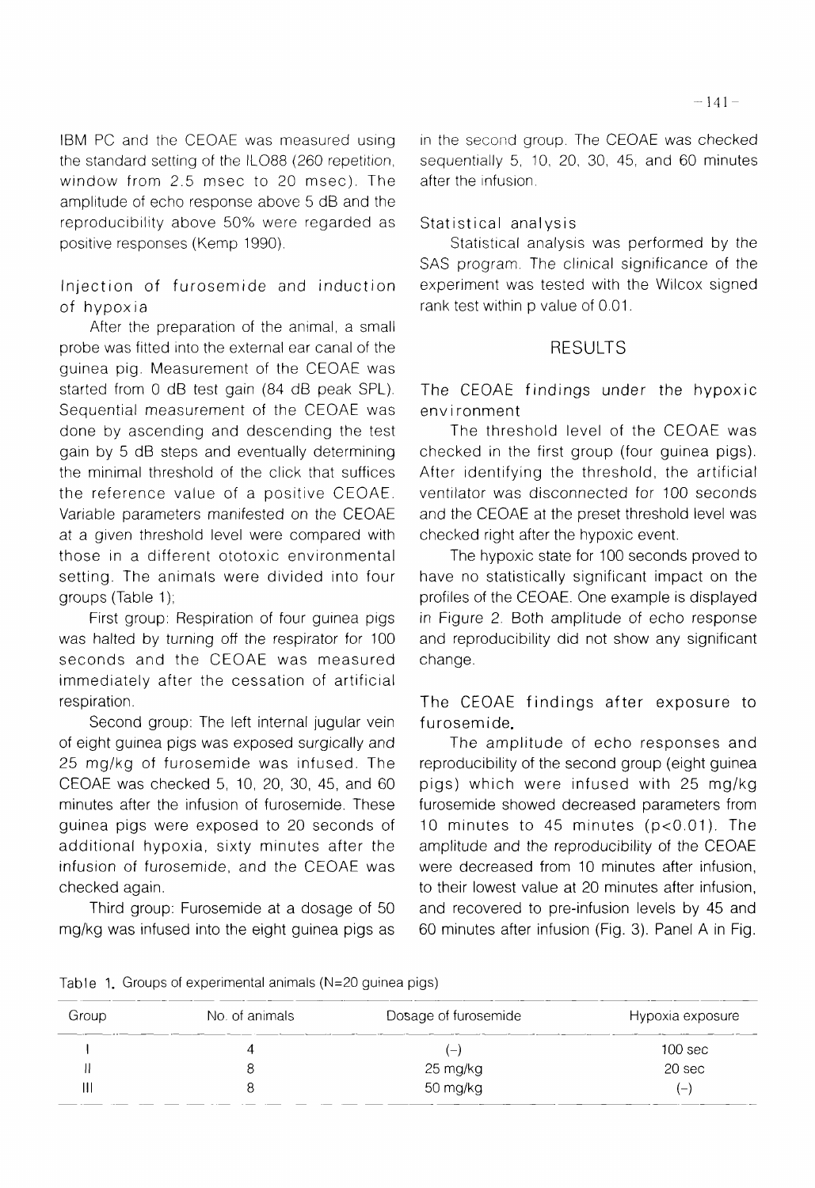IBM PC and the CEOAE was measured using the standard setting of the ILO88 (260 repetition, window from 2.5 msec to 20 msec). The amplitude of echo response above 5 dB and the reproducibility above 50% were regarded as positive responses (Kemp 1990).

### Injection of furosemide and induction of hypoxia

After the preparation of the animal, a small probe was fitted into the external ear canal of the guinea pig. Measurement of the CEOAE was started from 0 dB test gain (84 dB peak SPL). Sequential measurement of the CEOAE was done by ascending and descending the test gain by 5 dB steps and eventually determining the minimal threshold of the click that suffices the reference value of a positive CEOAE. Variable parameters manifested on the CEOAE at a given threshold level were compared with those in a different ototoxic environmental setting. The animals were divided into four groups (Table 1);

First group: Respiration of four guinea pigs was halted by turning off the respirator for 100 seconds and the CEOAE was measured immediately after the cessation of artificial respiration.

Second group: The left internal jugular vein of eight guinea pigs was exposed surgically and 25 mg/kg of furosemide was infused. The CEOAE was checked 5, 10, 20, 30, 45, and 60 minutes after the infusion of furosemide. These guinea pigs were exposed to 20 seconds of additional hypoxia, sixty minutes after the infusion of furosemide, and the CEOAE was checked again.

Third group: Furosemide at a dosage of 50 mg/kg was infused into the eight guinea pigs as in the second group. The CEOAE was checked sequentially 5, 10, 20, 30, 45, and 60 minutes after the infusion.

### Statistical analysis

Statistical analysis was performed by the SAS program. The clinical significance of the experiment was tested with the Wilcox signed rank test within p value of 0.01.

## RESULTS

### The CEOAE findings under the hypoxic environment

The threshold level of the CEOAE was checked in the first group (four guinea pigs). After identifying the threshold, the artificial ventilator was disconnected for 100 seconds and the CEOAE at the preset threshold level was checked right after the hypoxic event.

The hypoxic state for 100 seconds proved to have no statistically significant impact on the profiles of the CEOAE. One example is displayed in Figure 2. Both amplitude of echo response and reproducibility did not show any significant change.

### The CEOAE findings after exposure to furosemide.

The amplitude of echo responses and reproducibility of the second group (eight guinea pigs) which were infused with 25 mg/kg furosemide showed decreased parameters from 10 minutes to 45 minutes ($p<0.01$). The amplitude and the reproducibility of the CEOAE were decreased from 10 minutes after infusion, to their lowest value at 20 minutes after infusion, and recovered to pre-infusion levels by 45 and 60 minutes after infusion (Fig. 3). Panel A in Fig.

Table 1. Groups of experimental animals (N=20 guinea pigs)

| Group | No. of animals | Dosage of furosemide | Hypoxia exposure |
|---|---|---|---|
| I | 4 | (−) | 100 sec |
| II | 8 | 25 mg/kg | 20 sec |
| III | 8 | 50 mg/kg | (−) |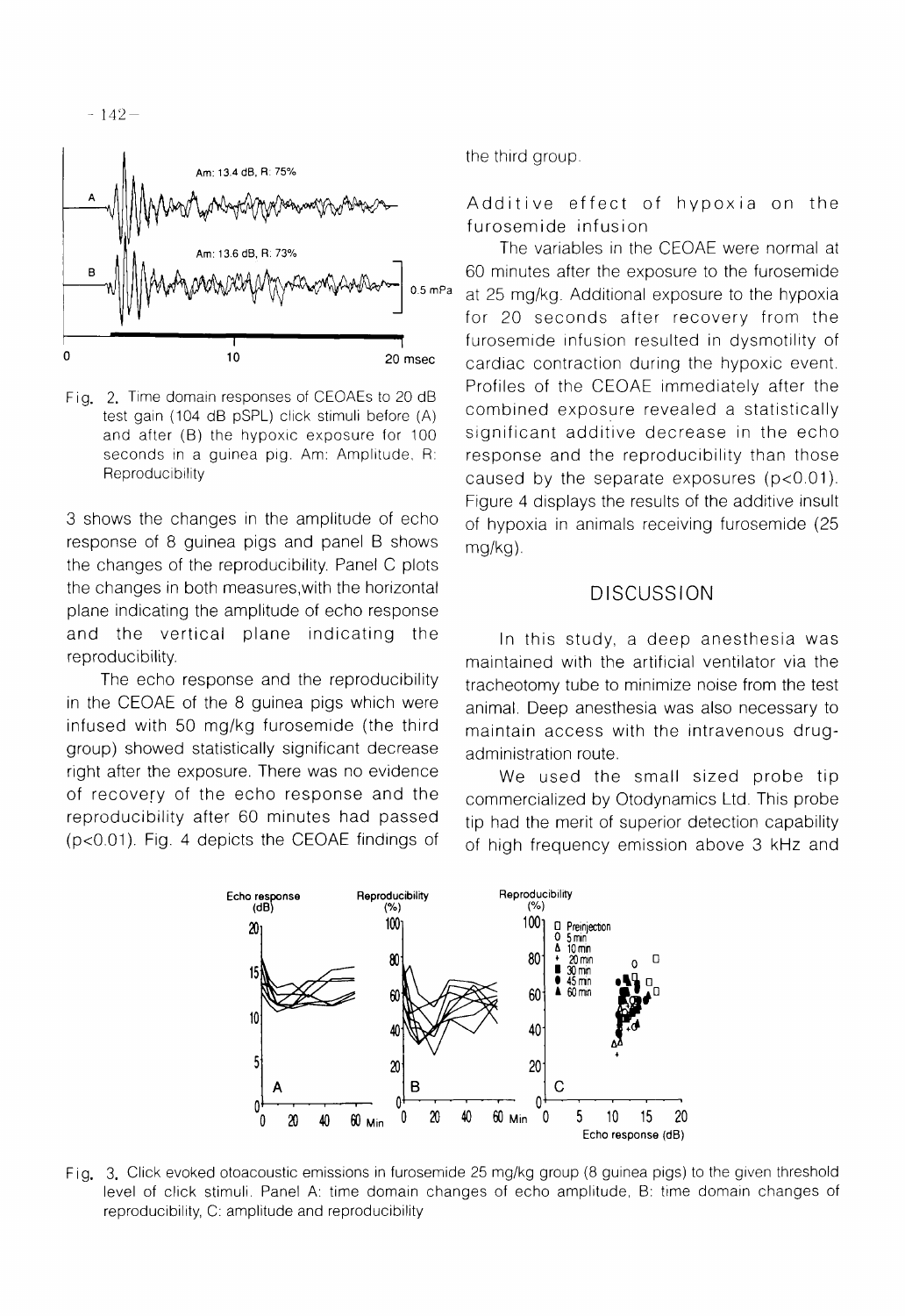Fig. 2. Time domain responses of CEOAEs to 20 dB test gain (104 dB pSPL) click stimuli before (A) and after (B) the hypoxic exposure for 100 seconds in a guinea pig. Am: Amplitude, R: Reproducibility

3 shows the changes in the amplitude of echo response of 8 guinea pigs and panel B shows the changes of the reproducibility. Panel C plots the changes in both measures,with the horizontal plane indicating the amplitude of echo response and the vertical plane indicating the reproducibility.

The echo response and the reproducibility in the CEOAE of the 8 guinea pigs which were infused with 50 mg/kg furosemide (the third group) showed statistically significant decrease right after the exposure. There was no evidence of recovery of the echo response and the reproducibility after 60 minutes had passed ($p<0.01$). Fig. 4 depicts the CEOAE findings of the third group.

### Additive effect of hypoxia on the furosemide infusion

The variables in the CEOAE were normal at 60 minutes after the exposure to the furosemide at 25 mg/kg. Additional exposure to the hypoxia for 20 seconds after recovery from the furosemide infusion resulted in dysmotility of cardiac contraction during the hypoxic event. Profiles of the CEOAE immediately after the combined exposure revealed a statistically significant additive decrease in the echo response and the reproducibility than those caused by the separate exposures ($p<0.01$). Figure 4 displays the results of the additive insult of hypoxia in animals receiving furosemide (25 mg/kg).

## DISCUSSION

In this study, a deep anesthesia was maintained with the artificial ventilator via the tracheotomy tube to minimize noise from the test animal. Deep anesthesia was also necessary to maintain access with the intravenous drug-administration route.

We used the small sized probe tip commercialized by Otodynamics Ltd. This probe tip had the merit of superior detection capability of high frequency emission above 3 kHz and

Fig. 3. Click evoked otoacoustic emissions in furosemide 25 mg/kg group (8 guinea pigs) to the given threshold level of click stimuli. Panel A: time domain changes of echo amplitude, B: time domain changes of reproducibility, C: amplitude and reproducibility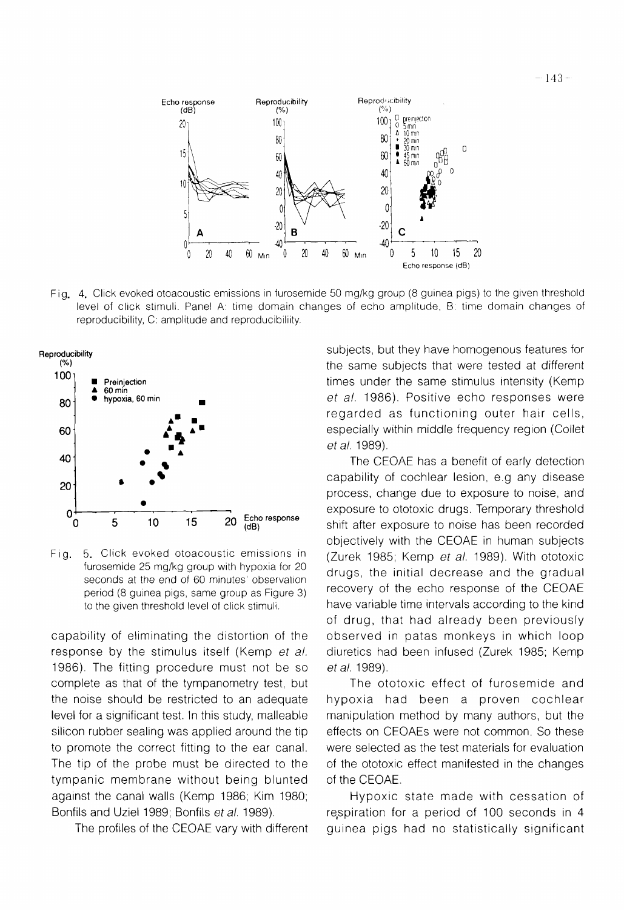Fig. 4. Click evoked otoacoustic emissions in furosemide 50 mg/kg group (8 guinea pigs) to the given threshold level of click stimuli. Panel A: time domain changes of echo amplitude, B: time domain changes of reproducibility, C: amplitude and reproducibility.

Fig. 5. Click evoked otoacoustic emissions in furosemide 25 mg/kg group with hypoxia for 20 seconds at the end of 60 minutes' observation period (8 guinea pigs, same group as Figure 3) to the given threshold level of click stimuli.

capability of eliminating the distortion of the response by the stimulus itself (Kemp *et al.* 1986). The fitting procedure must not be so complete as that of the tympanometry test, but the noise should be restricted to an adequate level for a significant test. In this study, malleable silicon rubber sealing was applied around the tip to promote the correct fitting to the ear canal. The tip of the probe must be directed to the tympanic membrane without being blunted against the canal walls (Kemp 1986; Kim 1980; Bonfils and Uziel 1989; Bonfils *et al.* 1989).

The profiles of the CEOAE vary with different subjects, but they have homogenous features for the same subjects that were tested at different times under the same stimulus intensity (Kemp *et al.* 1986). Positive echo responses were regarded as functioning outer hair cells, especially within middle frequency region (Collet *et al.* 1989).

The CEOAE has a benefit of early detection capability of cochlear lesion, e.g any disease process, change due to exposure to noise, and exposure to ototoxic drugs. Temporary threshold shift after exposure to noise has been recorded objectively with the CEOAE in human subjects (Zurek 1985; Kemp *et al.* 1989). With ototoxic drugs, the initial decrease and the gradual recovery of the echo response of the CEOAE have variable time intervals according to the kind of drug, that had already been previously observed in patas monkeys in which loop diuretics had been infused (Zurek 1985; Kemp *et al.* 1989).

The ototoxic effect of furosemide and hypoxia had been a proven cochlear manipulation method by many authors, but the effects on CEOAEs were not common. So these were selected as the test materials for evaluation of the ototoxic effect manifested in the changes of the CEOAE.

Hypoxic state made with cessation of respiration for a period of 100 seconds in 4 guinea pigs had no statistically significant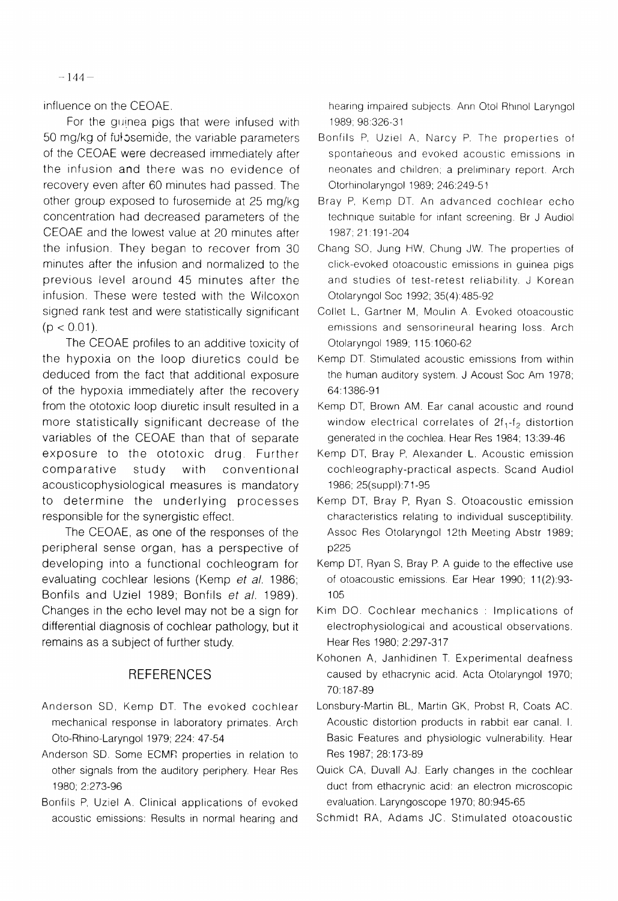influence on the CEOAE.

For the guinea pigs that were infused with 50 mg/kg of furosemide, the variable parameters of the CEOAE were decreased immediately after the infusion and there was no evidence of recovery even after 60 minutes had passed. The other group exposed to furosemide at 25 mg/kg concentration had decreased parameters of the CEOAE and the lowest value at 20 minutes after the infusion. They began to recover from 30 minutes after the infusion and normalized to the previous level around 45 minutes after the infusion. These were tested with the Wilcoxon signed rank test and were statistically significant ($p < 0.01$).

The CEOAE profiles to an additive toxicity of the hypoxia on the loop diuretics could be deduced from the fact that additional exposure of the hypoxia immediately after the recovery from the ototoxic loop diuretic insult resulted in a more statistically significant decrease of the variables of the CEOAE than that of separate exposure to the ototoxic drug. Further comparative study with conventional acousticophysiological measures is mandatory to determine the underlying processes responsible for the synergistic effect.

The CEOAE, as one of the responses of the peripheral sense organ, has a perspective of developing into a functional cochleogram for evaluating cochlear lesions (Kemp *et al.* 1986; Bonfils and Uziel 1989; Bonfils *et al.* 1989). Changes in the echo level may not be a sign for differential diagnosis of cochlear pathology, but it remains as a subject of further study.

## REFERENCES

Anderson SD, Kemp DT. The evoked cochlear mechanical response in laboratory primates. Arch Oto-Rhino-Laryngol 1979; 224: 47-54

Anderson SD. Some ECMR properties in relation to other signals from the auditory periphery. Hear Res 1980; 2:273-96

Bonfils P, Uziel A. Clinical applications of evoked acoustic emissions: Results in normal hearing and hearing impaired subjects. Ann Otol Rhinol Laryngol 1989; 98:326-31

Bonfils P, Uziel A, Narcy P. The properties of spontaneous and evoked acoustic emissions in neonates and children; a preliminary report. Arch Otorhinolaryngol 1989; 246:249-51

Bray P, Kemp DT. An advanced cochlear echo technique suitable for infant screening. Br J Audiol 1987; 21:191-204

Chang SO, Jung HW, Chung JW. The properties of click-evoked otoacoustic emissions in guinea pigs and studies of test-retest reliability. J Korean Otolaryngol Soc 1992; 35(4):485-92

Collet L, Gartner M, Moulin A. Evoked otoacoustic emissions and sensorineural hearing loss. Arch Otolaryngol 1989; 115:1060-62

Kemp DT. Stimulated acoustic emissions from within the human auditory system. J Acoust Soc Am 1978; 64:1386-91

Kemp DT, Brown AM. Ear canal acoustic and round window electrical correlates of $2f_1$-$f_2$ distortion generated in the cochlea. Hear Res 1984; 13:39-46

Kemp DT, Bray P, Alexander L. Acoustic emission cochleography-practical aspects. Scand Audiol 1986; 25(suppl):71-95

Kemp DT, Bray P, Ryan S. Otoacoustic emission characteristics relating to individual susceptibility. Assoc Res Otolaryngol 12th Meeting Abstr 1989; p225

Kemp DT, Ryan S, Bray P. A guide to the effective use of otoacoustic emissions. Ear Hear 1990; 11(2):93-105

Kim DO. Cochlear mechanics : Implications of electrophysiological and acoustical observations. Hear Res 1980; 2:297-317

Kohonen A, Janhidinen T. Experimental deafness caused by ethacrynic acid. Acta Otolaryngol 1970; 70:187-89

Lonsbury-Martin BL, Martin GK, Probst R, Coats AC. Acoustic distortion products in rabbit ear canal. I. Basic Features and physiologic vulnerability. Hear Res 1987; 28:173-89

Quick CA, Duvall AJ. Early changes in the cochlear duct from ethacrynic acid: an electron microscopic evaluation. Laryngoscope 1970; 80:945-65

Schmidt RA, Adams JC. Stimulated otoacoustic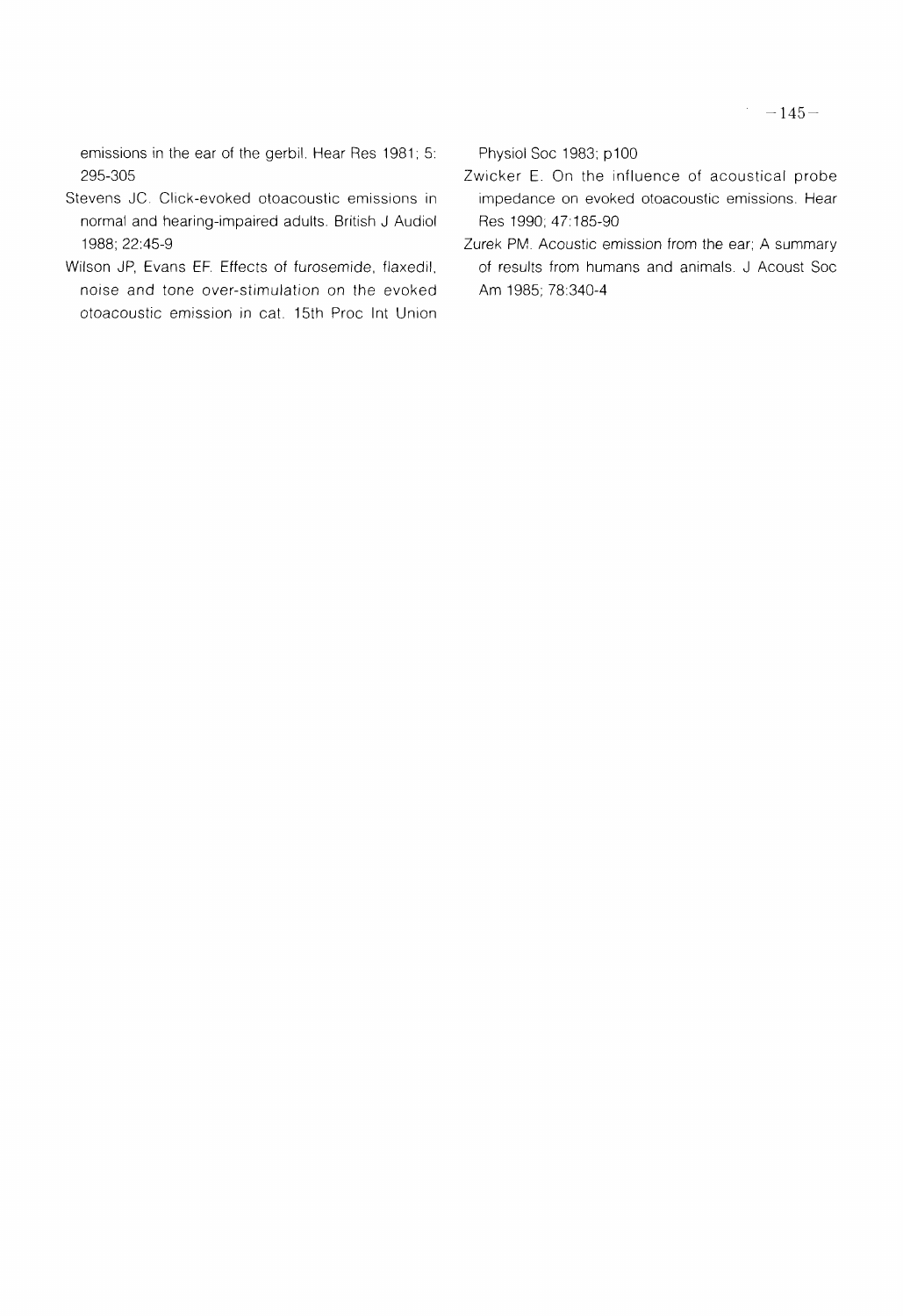emissions in the ear of the gerbil. Hear Res 1981; 5: 295-305

Stevens JC. Click-evoked otoacoustic emissions in normal and hearing-impaired adults. British J Audiol 1988; 22:45-9

Wilson JP, Evans EF. Effects of furosemide, flaxedil, noise and tone over-stimulation on the evoked otoacoustic emission in cat. 15th Proc Int Union Physiol Soc 1983; p100

Zwicker E. On the influence of acoustical probe impedance on evoked otoacoustic emissions. Hear Res 1990; 47:185-90

Zurek PM. Acoustic emission from the ear; A summary of results from humans and animals. J Acoust Soc Am 1985; 78:340-4